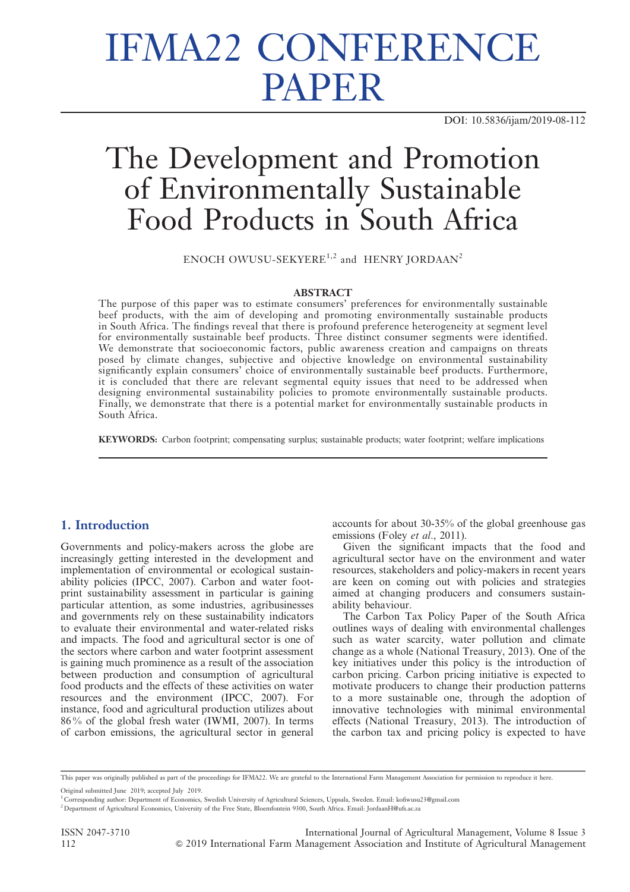# IFMA22 CONFERENCE PAPER

DOI: 10.5836/ijam/2019-08-112

# The Development and Promotion of Environmentally Sustainable Food Products in South Africa

ENOCH OWUSU-SEKYERE[1,2] and HENRY JORDAAN[2]

## ABSTRACT

The purpose of this paper was to estimate consumers' preferences for environmentally sustainable beef products, with the aim of developing and promoting environmentally sustainable products in South Africa. The findings reveal that there is profound preference heterogeneity at segment level for environmentally sustainable beef products. Three distinct consumer segments were identified. We demonstrate that socioeconomic factors, public awareness creation and campaigns on threats posed by climate changes, subjective and objective knowledge on environmental sustainability significantly explain consumers' choice of environmentally sustainable beef products. Furthermore, it is concluded that there are relevant segmental equity issues that need to be addressed when designing environmental sustainability policies to promote environmentally sustainable products. Finally, we demonstrate that there is a potential market for environmentally sustainable products in South Africa.

**KEYWORDS:** Carbon footprint; compensating surplus; sustainable products; water footprint; welfare implications

## 1. Introduction

Governments and policy-makers across the globe are increasingly getting interested in the development and implementation of environmental or ecological sustainability policies (IPCC, 2007). Carbon and water footprint sustainability assessment in particular is gaining particular attention, as some industries, agribusinesses and governments rely on these sustainability indicators to evaluate their environmental and water-related risks and impacts. The food and agricultural sector is one of the sectors where carbon and water footprint assessment is gaining much prominence as a result of the association between production and consumption of agricultural food products and the effects of these activities on water resources and the environment (IPCC, 2007). For instance, food and agricultural production utilizes about 86% of the global fresh water (IWMI, 2007). In terms of carbon emissions, the agricultural sector in general accounts for about 30-35% of the global greenhouse gas emissions (Foley *et al*., 2011).

Given the significant impacts that the food and agricultural sector have on the environment and water resources, stakeholders and policy-makers in recent years are keen on coming out with policies and strategies aimed at changing producers and consumers sustainability behaviour.

The Carbon Tax Policy Paper of the South Africa outlines ways of dealing with environmental challenges such as water scarcity, water pollution and climate change as a whole (National Treasury, 2013). One of the key initiatives under this policy is the introduction of carbon pricing. Carbon pricing initiative is expected to motivate producers to change their production patterns to a more sustainable one, through the adoption of innovative technologies with minimal environmental effects (National Treasury, 2013). The introduction of the carbon tax and pricing policy is expected to have

---

This paper was originally published as part of the proceedings for IFMA22. We are grateful to the International Farm Management Association for permission to reproduce it here.

Original submitted June 2019; accepted July 2019.

[1] Corresponding author: Department of Economics, Swedish University of Agricultural Sciences, Uppsala, Sweden. Email: kofiwusu23@gmail.com

[2] Department of Agricultural Economics, University of the Free State, Bloemfontein 9300, South Africa. Email: JordaanH@ufs.ac.za

ISSN 2047-3710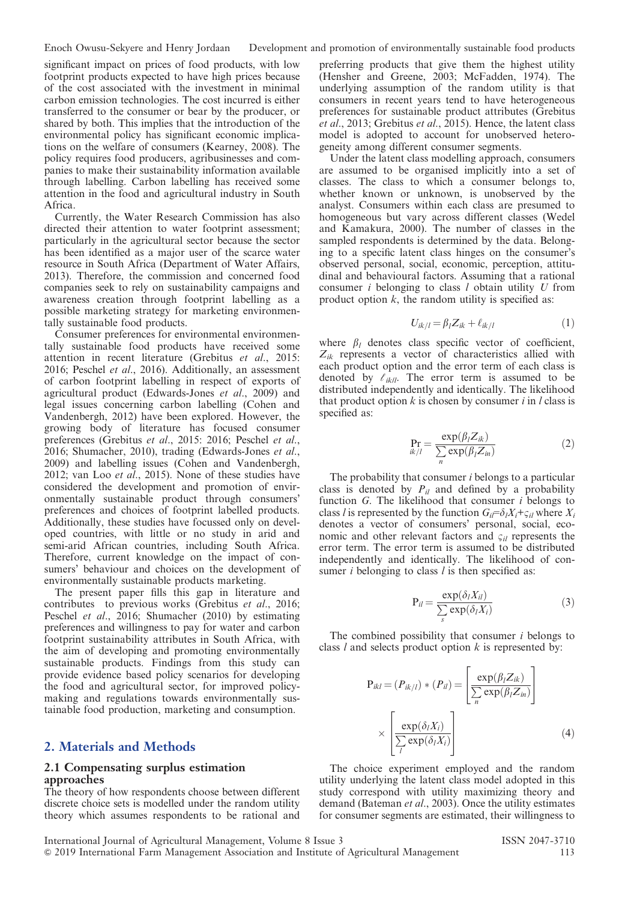significant impact on prices of food products, with low footprint products expected to have high prices because of the cost associated with the investment in minimal carbon emission technologies. The cost incurred is either transferred to the consumer or bear by the producer, or shared by both. This implies that the introduction of the environmental policy has significant economic implications on the welfare of consumers (Kearney, 2008). The policy requires food producers, agribusinesses and companies to make their sustainability information available through labelling. Carbon labelling has received some attention in the food and agricultural industry in South Africa.

Currently, the Water Research Commission has also directed their attention to water footprint assessment; particularly in the agricultural sector because the sector has been identified as a major user of the scarce water resource in South Africa (Department of Water Affairs, 2013). Therefore, the commission and concerned food companies seek to rely on sustainability campaigns and awareness creation through footprint labelling as a possible marketing strategy for marketing environmentally sustainable food products.

Consumer preferences for environmental environmentally sustainable food products have received some attention in recent literature (Grebitus *et al.*, 2015: 2016; Peschel *et al.*, 2016). Additionally, an assessment of carbon footprint labelling in respect of exports of agricultural product (Edwards-Jones *et al.*, 2009) and legal issues concerning carbon labelling (Cohen and Vandenbergh, 2012) have been explored. However, the growing body of literature has focused consumer preferences (Grebitus *et al.*, 2015: 2016; Peschel *et al.*, 2016; Shumacher, 2010), trading (Edwards-Jones *et al.*, 2009) and labelling issues (Cohen and Vandenbergh, 2012; van Loo *et al.*, 2015). None of these studies have considered the development and promotion of environmentally sustainable product through consumers' preferences and choices of footprint labelled products. Additionally, these studies have focussed only on developed countries, with little or no study in arid and semi-arid African countries, including South Africa. Therefore, current knowledge on the impact of consumers' behaviour and choices on the development of environmentally sustainable products marketing.

The present paper fills this gap in literature and contributes to previous works (Grebitus *et al.*, 2016; Peschel *et al.*, 2016; Shumacher (2010) by estimating preferences and willingness to pay for water and carbon footprint sustainability attributes in South Africa, with the aim of developing and promoting environmentally sustainable products. Findings from this study can provide evidence based policy scenarios for developing the food and agricultural sector, for improved policymaking and regulations towards environmentally sustainable food production, marketing and consumption.

## 2. Materials and Methods

### 2.1 Compensating surplus estimation approaches

The theory of how respondents choose between different discrete choice sets is modelled under the random utility theory which assumes respondents to be rational and preferring products that give them the highest utility (Hensher and Greene, 2003; McFadden, 1974). The underlying assumption of the random utility is that consumers in recent years tend to have heterogeneous preferences for sustainable product attributes (Grebitus *et al.*, 2013; Grebitus *et al.*, 2015). Hence, the latent class model is adopted to account for unobserved heterogeneity among different consumer segments.

Under the latent class modelling approach, consumers are assumed to be organised implicitly into a set of classes. The class to which a consumer belongs to, whether known or unknown, is unobserved by the analyst. Consumers within each class are presumed to homogeneous but vary across different classes (Wedel and Kamakura, 2000). The number of classes in the sampled respondents is determined by the data. Belonging to a specific latent class hinges on the consumer's observed personal, social, economic, perception, attitudinal and behavioural factors. Assuming that a rational consumer $i$ belonging to class $l$ obtain utility $U$ from product option $k$, the random utility is specified as:

$$U_{ik/l} = \beta_l Z_{ik} + \ell_{ik/l} \tag{1}$$

where $\beta_l$ denotes class specific vector of coefficient, $Z_{ik}$ represents a vector of characteristics allied with each product option and the error term of each class is denoted by $\ell_{ik/l}$. The error term is assumed to be distributed independently and identically. The likelihood that product option $k$ is chosen by consumer $i$ in $l$ class is specified as:

$$\Pr_{ik/l} = \frac{\exp(\beta_l Z_{ik})}{\sum_n \exp(\beta_l Z_{in})} \tag{2}$$

The probability that consumer $i$ belongs to a particular class is denoted by $P_{il}$ and defined by a probability function $G$. The likelihood that consumer $i$ belongs to class $l$ is represented by the function $G_{il}=\delta_l X_i+\varsigma_{il}$ where $X_i$ denotes a vector of consumers' personal, social, economic and other relevant factors and $\varsigma_{il}$ represents the error term. The error term is assumed to be distributed independently and identically. The likelihood of consumer $i$ belonging to class $l$ is then specified as:

$$\mathrm{P}_{il} = \frac{\exp(\delta_l X_{il})}{\sum_s \exp(\delta_l X_i)} \tag{3}$$

The combined possibility that consumer $i$ belongs to class $l$ and selects product option $k$ is represented by:

$$\mathrm{P}_{ikl} = (P_{ik/l}) * (P_{il}) = \left[\frac{\exp(\beta_l Z_{ik})}{\sum_n \exp(\beta_l Z_{in})}\right] \times \left[\frac{\exp(\delta_l X_i)}{\sum_l \exp(\delta_l X_i)}\right] \tag{4}$$

The choice experiment employed and the random utility underlying the latent class model adopted in this study correspond with utility maximizing theory and demand (Bateman *et al.*, 2003). Once the utility estimates for consumer segments are estimated, their willingness to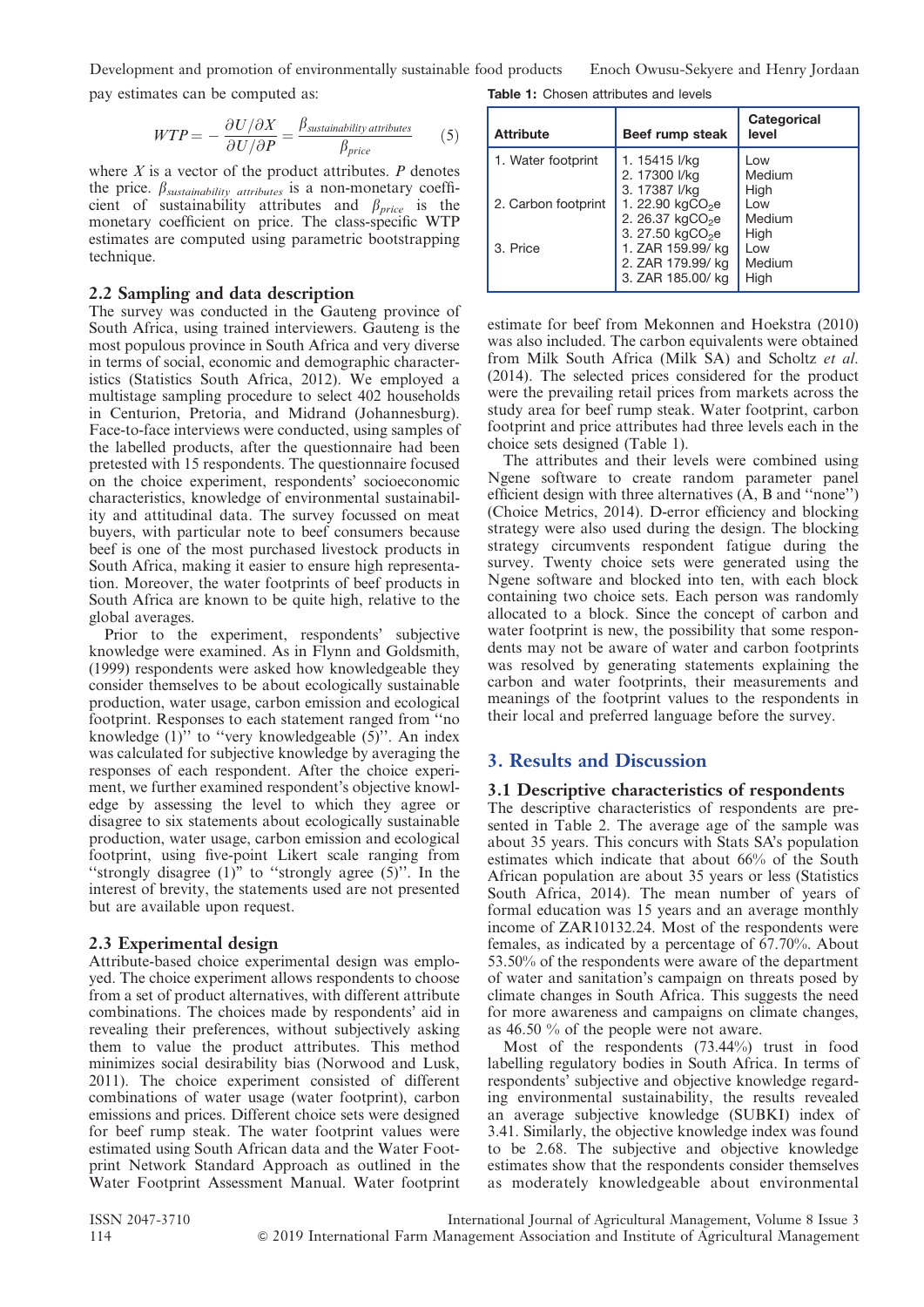pay estimates can be computed as:

$$WTP = -\frac{\partial U/\partial X}{\partial U/\partial P} = \frac{\beta_{sustainability\ attributes}}{\beta_{price}} \qquad (5)$$

where $X$ is a vector of the product attributes. $P$ denotes the price. $\beta_{sustainability\ attributes}$ is a non-monetary coefficient of sustainability attributes and $\beta_{price}$ is the monetary coefficient on price. The class-specific WTP estimates are computed using parametric bootstrapping technique.

### 2.2 Sampling and data description

The survey was conducted in the Gauteng province of South Africa, using trained interviewers. Gauteng is the most populous province in South Africa and very diverse in terms of social, economic and demographic characteristics (Statistics South Africa, 2012). We employed a multistage sampling procedure to select 402 households in Centurion, Pretoria, and Midrand (Johannesburg). Face-to-face interviews were conducted, using samples of the labelled products, after the questionnaire had been pretested with 15 respondents. The questionnaire focused on the choice experiment, respondents' socioeconomic characteristics, knowledge of environmental sustainability and attitudinal data. The survey focussed on meat buyers, with particular note to beef consumers because beef is one of the most purchased livestock products in South Africa, making it easier to ensure high representation. Moreover, the water footprints of beef products in South Africa are known to be quite high, relative to the global averages.

Prior to the experiment, respondents' subjective knowledge were examined. As in Flynn and Goldsmith, (1999) respondents were asked how knowledgeable they consider themselves to be about ecologically sustainable production, water usage, carbon emission and ecological footprint. Responses to each statement ranged from ''no knowledge (1)'' to ''very knowledgeable (5)''. An index was calculated for subjective knowledge by averaging the responses of each respondent. After the choice experiment, we further examined respondent's objective knowledge by assessing the level to which they agree or disagree to six statements about ecologically sustainable production, water usage, carbon emission and ecological footprint, using five-point Likert scale ranging from ''strongly disagree (1)'' to ''strongly agree (5)''. In the interest of brevity, the statements used are not presented but are available upon request.

### 2.3 Experimental design

Attribute-based choice experimental design was employed. The choice experiment allows respondents to choose from a set of product alternatives, with different attribute combinations. The choices made by respondents' aid in revealing their preferences, without subjectively asking them to value the product attributes. This method minimizes social desirability bias (Norwood and Lusk, 2011). The choice experiment consisted of different combinations of water usage (water footprint), carbon emissions and prices. Different choice sets were designed for beef rump steak. The water footprint values were estimated using South African data and the Water Footprint Network Standard Approach as outlined in the Water Footprint Assessment Manual. Water footprint

**Table 1:** Chosen attributes and levels

| Attribute | Beef rump steak | Categorical level |
|---|---|---|
| 1. Water footprint | 1. 15415 l/kg | Low |
| | 2. 17300 l/kg | Medium |
| | 3. 17387 l/kg | High |
| 2. Carbon footprint | 1. 22.90 kg$CO_2$e | Low |
| | 2. 26.37 kg$CO_2$e | Medium |
| | 3. 27.50 kg$CO_2$e | High |
| 3. Price | 1. ZAR 159.99/ kg | Low |
| | 2. ZAR 179.99/ kg | Medium |
| | 3. ZAR 185.00/ kg | High |

estimate for beef from Mekonnen and Hoekstra (2010) was also included. The carbon equivalents were obtained from Milk South Africa (Milk SA) and Scholtz *et al.* (2014). The selected prices considered for the product were the prevailing retail prices from markets across the study area for beef rump steak. Water footprint, carbon footprint and price attributes had three levels each in the choice sets designed (Table 1).

The attributes and their levels were combined using Ngene software to create random parameter panel efficient design with three alternatives (A, B and ''none'') (Choice Metrics, 2014). D-error efficiency and blocking strategy were also used during the design. The blocking strategy circumvents respondent fatigue during the survey. Twenty choice sets were generated using the Ngene software and blocked into ten, with each block containing two choice sets. Each person was randomly allocated to a block. Since the concept of carbon and water footprint is new, the possibility that some respondents may not be aware of water and carbon footprints was resolved by generating statements explaining the carbon and water footprints, their measurements and meanings of the footprint values to the respondents in their local and preferred language before the survey.

## 3. Results and Discussion

### 3.1 Descriptive characteristics of respondents

The descriptive characteristics of respondents are presented in Table 2. The average age of the sample was about 35 years. This concurs with Stats SA's population estimates which indicate that about 66% of the South African population are about 35 years or less (Statistics South Africa, 2014). The mean number of years of formal education was 15 years and an average monthly income of ZAR10132.24. Most of the respondents were females, as indicated by a percentage of 67.70%. About 53.50% of the respondents were aware of the department of water and sanitation's campaign on threats posed by climate changes in South Africa. This suggests the need for more awareness and campaigns on climate changes, as 46.50 % of the people were not aware.

Most of the respondents (73.44%) trust in food labelling regulatory bodies in South Africa. In terms of respondents' subjective and objective knowledge regarding environmental sustainability, the results revealed an average subjective knowledge (SUBKI) index of 3.41. Similarly, the objective knowledge index was found to be 2.68. The subjective and objective knowledge estimates show that the respondents consider themselves as moderately knowledgeable about environmental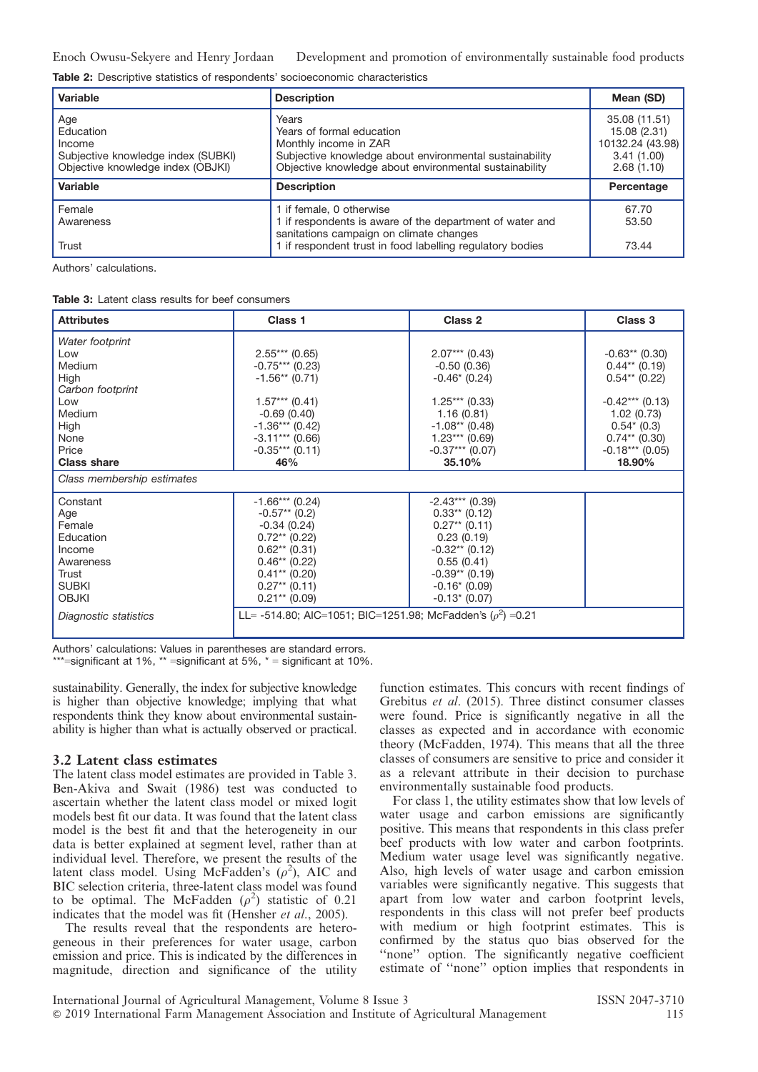**Table 2:** Descriptive statistics of respondents' socioeconomic characteristics

| Variable | Description | Mean (SD) |
|---|---|---|
| Age | Years | 35.08 (11.51) |
| Education | Years of formal education | 15.08 (2.31) |
| Income | Monthly income in ZAR | 10132.24 (43.98) |
| Subjective knowledge index (SUBKI) | Subjective knowledge about environmental sustainability | 3.41 (1.00) |
| Objective knowledge index (OBJKI) | Objective knowledge about environmental sustainability | 2.68 (1.10) |
| **Variable** | **Description** | **Percentage** |
| Female | 1 if female, 0 otherwise | 67.70 |
| Awareness | 1 if respondents is aware of the department of water and sanitations campaign on climate changes | 53.50 |
| Trust | 1 if respondent trust in food labelling regulatory bodies | 73.44 |

Authors' calculations.

**Table 3:** Latent class results for beef consumers

| Attributes | Class 1 | Class 2 | Class 3 |
|---|---|---|---|
| *Water footprint* | | | |
| Low | 2.55*** (0.65) | 2.07*** (0.43) | -0.63** (0.30) |
| Medium | -0.75*** (0.23) | -0.50 (0.36) | 0.44** (0.19) |
| High | -1.56** (0.71) | -0.46* (0.24) | 0.54** (0.22) |
| *Carbon footprint* | | | |
| Low | 1.57*** (0.41) | 1.25*** (0.33) | -0.42*** (0.13) |
| Medium | -0.69 (0.40) | 1.16 (0.81) | 1.02 (0.73) |
| High | -1.36*** (0.42) | -1.08** (0.48) | 0.54* (0.3) |
| None | -3.11*** (0.66) | 1.23*** (0.69) | 0.74** (0.30) |
| Price | -0.35*** (0.11) | -0.37*** (0.07) | -0.18*** (0.05) |
| **Class share** | **46%** | **35.10%** | **18.90%** |
| *Class membership estimates* | | | |
| Constant | -1.66*** (0.24) | -2.43*** (0.39) | |
| Age | -0.57** (0.2) | 0.33** (0.12) | |
| Female | -0.34 (0.24) | 0.27** (0.11) | |
| Education | 0.72** (0.22) | 0.23 (0.19) | |
| Income | 0.62** (0.31) | -0.32** (0.12) | |
| Awareness | 0.46** (0.22) | 0.55 (0.41) | |
| Trust | 0.41** (0.20) | -0.39** (0.19) | |
| SUBKI | 0.27** (0.11) | -0.16* (0.09) | |
| OBJKI | 0.21** (0.09) | -0.13* (0.07) | |
| *Diagnostic statistics* | LL= -514.80; AIC=1051; BIC=1251.98; McFadden's ($\rho^2$) =0.21 | | |

Authors' calculations: Values in parentheses are standard errors.
***=significant at 1%, ** =significant at 5%, * = significant at 10%.

sustainability. Generally, the index for subjective knowledge is higher than objective knowledge; implying that what respondents think they know about environmental sustainability is higher than what is actually observed or practical.

### 3.2 Latent class estimates

The latent class model estimates are provided in Table 3. Ben-Akiva and Swait (1986) test was conducted to ascertain whether the latent class model or mixed logit models best fit our data. It was found that the latent class model is the best fit and that the heterogeneity in our data is better explained at segment level, rather than at individual level. Therefore, we present the results of the latent class model. Using McFadden's ($\rho^2$), AIC and BIC selection criteria, three-latent class model was found to be optimal. The McFadden ($\rho^2$) statistic of 0.21 indicates that the model was fit (Hensher *et al.*, 2005).

The results reveal that the respondents are heterogeneous in their preferences for water usage, carbon emission and price. This is indicated by the differences in magnitude, direction and significance of the utility function estimates. This concurs with recent findings of Grebitus *et al*. (2015). Three distinct consumer classes were found. Price is significantly negative in all the classes as expected and in accordance with economic theory (McFadden, 1974). This means that all the three classes of consumers are sensitive to price and consider it as a relevant attribute in their decision to purchase environmentally sustainable food products.

For class 1, the utility estimates show that low levels of water usage and carbon emissions are significantly positive. This means that respondents in this class prefer beef products with low water and carbon footprints. Medium water usage level was significantly negative. Also, high levels of water usage and carbon emission variables were significantly negative. This suggests that apart from low water and carbon footprint levels, respondents in this class will not prefer beef products with medium or high footprint estimates. This is confirmed by the status quo bias observed for the "none" option. The significantly negative coefficient estimate of "none" option implies that respondents in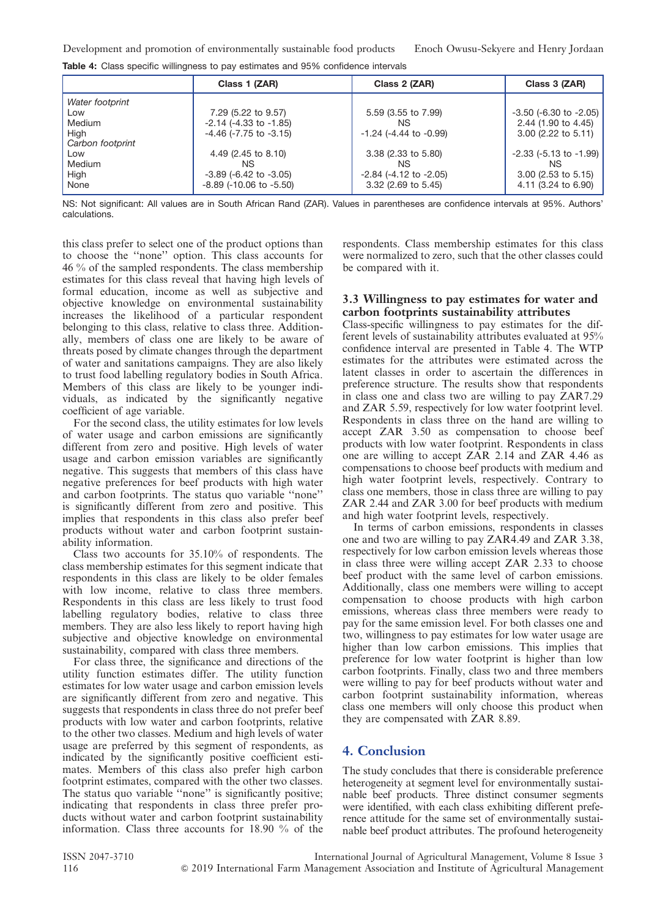**Table 4:** Class specific willingness to pay estimates and 95% confidence intervals

| | Class 1 (ZAR) | Class 2 (ZAR) | Class 3 (ZAR) |
|---|---|---|---|
| *Water footprint* | | | |
| Low | 7.29 (5.22 to 9.57) | 5.59 (3.55 to 7.99) | -3.50 (-6.30 to -2.05) |
| Medium | -2.14 (-4.33 to -1.85) | NS | 2.44 (1.90 to 4.45) |
| High | -4.46 (-7.75 to -3.15) | -1.24 (-4.44 to -0.99) | 3.00 (2.22 to 5.11) |
| *Carbon footprint* | | | |
| Low | 4.49 (2.45 to 8.10) | 3.38 (2.33 to 5.80) | -2.33 (-5.13 to -1.99) |
| Medium | NS | NS | NS |
| High | -3.89 (-6.42 to -3.05) | -2.84 (-4.12 to -2.05) | 3.00 (2.53 to 5.15) |
| None | -8.89 (-10.06 to -5.50) | 3.32 (2.69 to 5.45) | 4.11 (3.24 to 6.90) |

NS: Not significant: All values are in South African Rand (ZAR). Values in parentheses are confidence intervals at 95%. Authors' calculations.

this class prefer to select one of the product options than to choose the ''none'' option. This class accounts for 46 % of the sampled respondents. The class membership estimates for this class reveal that having high levels of formal education, income as well as subjective and objective knowledge on environmental sustainability increases the likelihood of a particular respondent belonging to this class, relative to class three. Additionally, members of class one are likely to be aware of threats posed by climate changes through the department of water and sanitations campaigns. They are also likely to trust food labelling regulatory bodies in South Africa. Members of this class are likely to be younger individuals, as indicated by the significantly negative coefficient of age variable.

For the second class, the utility estimates for low levels of water usage and carbon emissions are significantly different from zero and positive. High levels of water usage and carbon emission variables are significantly negative. This suggests that members of this class have negative preferences for beef products with high water and carbon footprints. The status quo variable ''none'' is significantly different from zero and positive. This implies that respondents in this class also prefer beef products without water and carbon footprint sustainability information.

Class two accounts for 35.10% of respondents. The class membership estimates for this segment indicate that respondents in this class are likely to be older females with low income, relative to class three members. Respondents in this class are less likely to trust food labelling regulatory bodies, relative to class three members. They are also less likely to report having high subjective and objective knowledge on environmental sustainability, compared with class three members.

For class three, the significance and directions of the utility function estimates differ. The utility function estimates for low water usage and carbon emission levels are significantly different from zero and negative. This suggests that respondents in class three do not prefer beef products with low water and carbon footprints, relative to the other two classes. Medium and high levels of water usage are preferred by this segment of respondents, as indicated by the significantly positive coefficient estimates. Members of this class also prefer high carbon footprint estimates, compared with the other two classes. The status quo variable ''none'' is significantly positive; indicating that respondents in class three prefer products without water and carbon footprint sustainability information. Class three accounts for 18.90 % of the respondents. Class membership estimates for this class were normalized to zero, such that the other classes could be compared with it.

### 3.3 Willingness to pay estimates for water and carbon footprints sustainability attributes

Class-specific willingness to pay estimates for the different levels of sustainability attributes evaluated at 95% confidence interval are presented in Table 4. The WTP estimates for the attributes were estimated across the latent classes in order to ascertain the differences in preference structure. The results show that respondents in class one and class two are willing to pay ZAR7.29 and ZAR 5.59, respectively for low water footprint level. Respondents in class three on the hand are willing to accept ZAR 3.50 as compensation to choose beef products with low water footprint. Respondents in class one are willing to accept ZAR 2.14 and ZAR 4.46 as compensations to choose beef products with medium and high water footprint levels, respectively. Contrary to class one members, those in class three are willing to pay ZAR 2.44 and ZAR 3.00 for beef products with medium and high water footprint levels, respectively.

In terms of carbon emissions, respondents in classes one and two are willing to pay ZAR4.49 and ZAR 3.38, respectively for low carbon emission levels whereas those in class three were willing accept ZAR 2.33 to choose beef product with the same level of carbon emissions. Additionally, class one members were willing to accept compensation to choose products with high carbon emissions, whereas class three members were ready to pay for the same emission level. For both classes one and two, willingness to pay estimates for low water usage are higher than low carbon emissions. This implies that preference for low water footprint is higher than low carbon footprints. Finally, class two and three members were willing to pay for beef products without water and carbon footprint sustainability information, whereas class one members will only choose this product when they are compensated with ZAR 8.89.

## 4. Conclusion

The study concludes that there is considerable preference heterogeneity at segment level for environmentally sustainable beef products. Three distinct consumer segments were identified, with each class exhibiting different preference attitude for the same set of environmentally sustainable beef product attributes. The profound heterogeneity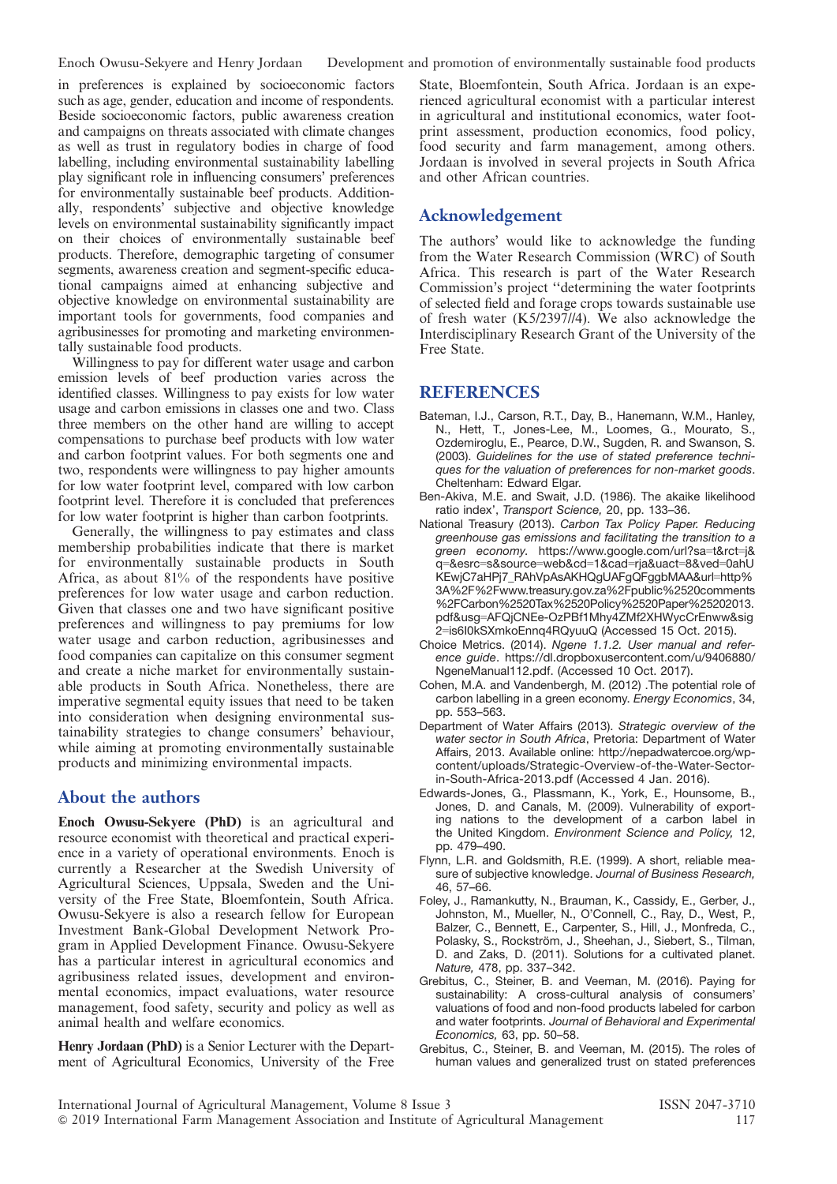in preferences is explained by socioeconomic factors such as age, gender, education and income of respondents. Beside socioeconomic factors, public awareness creation and campaigns on threats associated with climate changes as well as trust in regulatory bodies in charge of food labelling, including environmental sustainability labelling play significant role in influencing consumers' preferences for environmentally sustainable beef products. Additionally, respondents' subjective and objective knowledge levels on environmental sustainability significantly impact on their choices of environmentally sustainable beef products. Therefore, demographic targeting of consumer segments, awareness creation and segment-specific educational campaigns aimed at enhancing subjective and objective knowledge on environmental sustainability are important tools for governments, food companies and agribusinesses for promoting and marketing environmentally sustainable food products.

Willingness to pay for different water usage and carbon emission levels of beef production varies across the identified classes. Willingness to pay exists for low water usage and carbon emissions in classes one and two. Class three members on the other hand are willing to accept compensations to purchase beef products with low water and carbon footprint values. For both segments one and two, respondents were willingness to pay higher amounts for low water footprint level, compared with low carbon footprint level. Therefore it is concluded that preferences for low water footprint is higher than carbon footprints.

Generally, the willingness to pay estimates and class membership probabilities indicate that there is market for environmentally sustainable products in South Africa, as about 81% of the respondents have positive preferences for low water usage and carbon reduction. Given that classes one and two have significant positive preferences and willingness to pay premiums for low water usage and carbon reduction, agribusinesses and food companies can capitalize on this consumer segment and create a niche market for environmentally sustainable products in South Africa. Nonetheless, there are imperative segmental equity issues that need to be taken into consideration when designing environmental sustainability strategies to change consumers' behaviour, while aiming at promoting environmentally sustainable products and minimizing environmental impacts.

## About the authors

**Enoch Owusu-Sekyere (PhD)** is an agricultural and resource economist with theoretical and practical experience in a variety of operational environments. Enoch is currently a Researcher at the Swedish University of Agricultural Sciences, Uppsala, Sweden and the University of the Free State, Bloemfontein, South Africa. Owusu-Sekyere is also a research fellow for European Investment Bank-Global Development Network Program in Applied Development Finance. Owusu-Sekyere has a particular interest in agricultural economics and agribusiness related issues, development and environmental economics, impact evaluations, water resource management, food safety, security and policy as well as animal health and welfare economics.

**Henry Jordaan (PhD)** is a Senior Lecturer with the Department of Agricultural Economics, University of the Free State, Bloemfontein, South Africa. Jordaan is an experienced agricultural economist with a particular interest in agricultural and institutional economics, water footprint assessment, production economics, food policy, food security and farm management, among others. Jordaan is involved in several projects in South Africa and other African countries.

## Acknowledgement

The authors' would like to acknowledge the funding from the Water Research Commission (WRC) of South Africa. This research is part of the Water Research Commission's project ''determining the water footprints of selected field and forage crops towards sustainable use of fresh water (K5/2397//4). We also acknowledge the Interdisciplinary Research Grant of the University of the Free State.

## REFERENCES

Bateman, I.J., Carson, R.T., Day, B., Hanemann, W.M., Hanley, N., Hett, T., Jones-Lee, M., Loomes, G., Mourato, S., Ozdemiroglu, E., Pearce, D.W., Sugden, R. and Swanson, S. (2003). *Guidelines for the use of stated preference techniques for the valuation of preferences for non-market goods*. Cheltenham: Edward Elgar.

Ben-Akiva, M.E. and Swait, J.D. (1986). The akaike likelihood ratio index', *Transport Science,* 20, pp. 133–36.

National Treasury (2013). *Carbon Tax Policy Paper. Reducing greenhouse gas emissions and facilitating the transition to a green economy.* https://www.google.com/url?sa=t&rct=j&q=&esrc=s&source=web&cd=1&cad=rja&uact=8&ved=0ahUKEwjC7aHPj7_RAhVpAsAKHQgUAFgQFggbMAA&url=http%3A%2F%2Fwww.treasury.gov.za%2Fpublic%2520comments%2FCarbon%2520Tax%2520Policy%2520Paper%25202013.pdf&usg=AFQjCNEe-OzPBf1Mhy4ZMf2XHWycCrEnww&sig2=is6I0kSXmkoEnnq4RQyuuQ (Accessed 15 Oct. 2015).

Choice Metrics. (2014). *Ngene 1.1.2. User manual and reference guide*. https://dl.dropboxusercontent.com/u/9406880/NgeneManual112.pdf. (Accessed 10 Oct. 2017).

Cohen, M.A. and Vandenbergh, M. (2012) .The potential role of carbon labelling in a green economy. *Energy Economics*, 34, pp. 553–563.

Department of Water Affairs (2013). *Strategic overview of the water sector in South Africa*, Pretoria: Department of Water Affairs, 2013. Available online: http://nepadwatercoe.org/wp-content/uploads/Strategic-Overview-of-the-Water-Sector-in-South-Africa-2013.pdf (Accessed 4 Jan. 2016).

Edwards-Jones, G., Plassmann, K., York, E., Hounsome, B., Jones, D. and Canals, M. (2009). Vulnerability of exporting nations to the development of a carbon label in the United Kingdom. *Environment Science and Policy,* 12, pp. 479–490.

Flynn, L.R. and Goldsmith, R.E. (1999). A short, reliable measure of subjective knowledge. *Journal of Business Research,* 46, 57–66.

Foley, J., Ramankutty, N., Brauman, K., Cassidy, E., Gerber, J., Johnston, M., Mueller, N., O'Connell, C., Ray, D., West, P., Balzer, C., Bennett, E., Carpenter, S., Hill, J., Monfreda, C., Polasky, S., Rockström, J., Sheehan, J., Siebert, S., Tilman, D. and Zaks, D. (2011). Solutions for a cultivated planet. *Nature,* 478, pp. 337–342.

Grebitus, C., Steiner, B. and Veeman, M. (2016). Paying for sustainability: A cross-cultural analysis of consumers' valuations of food and non-food products labeled for carbon and water footprints. *Journal of Behavioral and Experimental Economics,* 63, pp. 50–58.

Grebitus, C., Steiner, B. and Veeman, M. (2015). The roles of human values and generalized trust on stated preferences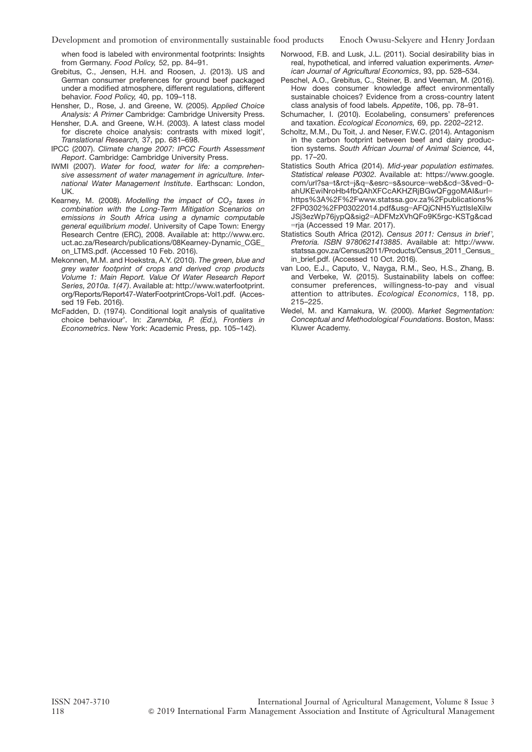when food is labeled with environmental footprints: Insights from Germany. *Food Policy,* 52, pp. 84–91.

Grebitus, C., Jensen, H.H. and Roosen, J. (2013). US and German consumer preferences for ground beef packaged under a modified atmosphere, different regulations, different behavior. *Food Policy,* 40, pp. 109–118.

Hensher, D., Rose, J. and Greene, W. (2005). *Applied Choice Analysis: A Primer* Cambridge: Cambridge University Press.

Hensher, D.A. and Greene, W.H. (2003). A latest class model for discrete choice analysis: contrasts with mixed logit', *Translational Research,* 37, pp. 681–698.

IPCC (2007). *Climate change 2007: IPCC Fourth Assessment Report*. Cambridge: Cambridge University Press.

IWMI (2007). *Water for food, water for life: a comprehensive assessment of water management in agriculture. International Water Management Institute*. Earthscan: London, UK.

Kearney, M. (2008). *Modelling the impact of $CO_2$ taxes in combination with the Long-Term Mitigation Scenarios on emissions in South Africa using a dynamic computable general equilibrium model*. University of Cape Town: Energy Research Centre (ERC), 2008. Available at: http://www.erc.uct.ac.za/Research/publications/08Kearney-Dynamic_CGE_on_LTMS.pdf. (Accessed 10 Feb. 2016).

Mekonnen, M.M. and Hoekstra, A.Y. (2010). *The green, blue and grey water footprint of crops and derived crop products Volume 1: Main Report. Value Of Water Research Report Series, 2010a. 1(47)*. Available at: http://www.waterfootprint.org/Reports/Report47-WaterFootprintCrops-Vol1.pdf. (Accessed 19 Feb. 2016).

McFadden, D. (1974). Conditional logit analysis of qualitative choice behaviour'. In: *Zarembka, P. (Ed.), Frontiers in Econometrics*. New York: Academic Press, pp. 105–142).

Norwood, F.B. and Lusk, J.L. (2011). Social desirability bias in real, hypothetical, and inferred valuation experiments. *American Journal of Agricultural Economics*, 93, pp. 528–534.

Peschel, A.O., Grebitus, C., Steiner, B. and Veeman, M. (2016). How does consumer knowledge affect environmentally sustainable choices? Evidence from a cross-country latent class analysis of food labels. *Appetite*, 106, pp. 78–91.

Schumacher, I. (2010). Ecolabeling, consumers' preferences and taxation. *Ecological Economics,* 69, pp. 2202–2212.

Scholtz, M.M., Du Toit, J. and Neser, F.W.C. (2014). Antagonism in the carbon footprint between beef and dairy production systems. *South African Journal of Animal Science,* 44, pp. 17–20.

Statistics South Africa (2014). *Mid-year population estimates. Statistical release P0302*. Available at: https://www.google.com/url?sa=t&rct=j&q=&esrc=s&source=web&cd=3&ved=0-ahUKEwiNroHb4fbQAhXFCcAKHZRjBGwQFggoMAI&url=https%3A%2F%2Fwww.statssa.gov.za%2Fpublications%2FP0302%2FP03022014.pdf&usg=AFQjCNH5YuztlsIeXilwJSj3ezWp76jypQ&sig2=ADFMzXVhQFo9K5rgc-KSTg&cad=rja (Accessed 19 Mar. 2017).

Statistics South Africa (2012). *Census 2011: Census in brief', Pretoria. ISBN 9780621413885*. Available at: http://www.statssa.gov.za/Census2011/Products/Census_2011_Census_in_brief.pdf. (Accessed 10 Oct. 2016).

van Loo, E.J., Caputo, V., Nayga, R.M., Seo, H.S., Zhang, B. and Verbeke, W. (2015). Sustainability labels on coffee: consumer preferences, willingness-to-pay and visual attention to attributes. *Ecological Economics*, 118, pp. 215–225.

Wedel, M. and Kamakura, W. (2000). *Market Segmentation: Conceptual and Methodological Foundations*. Boston, Mass: Kluwer Academy.